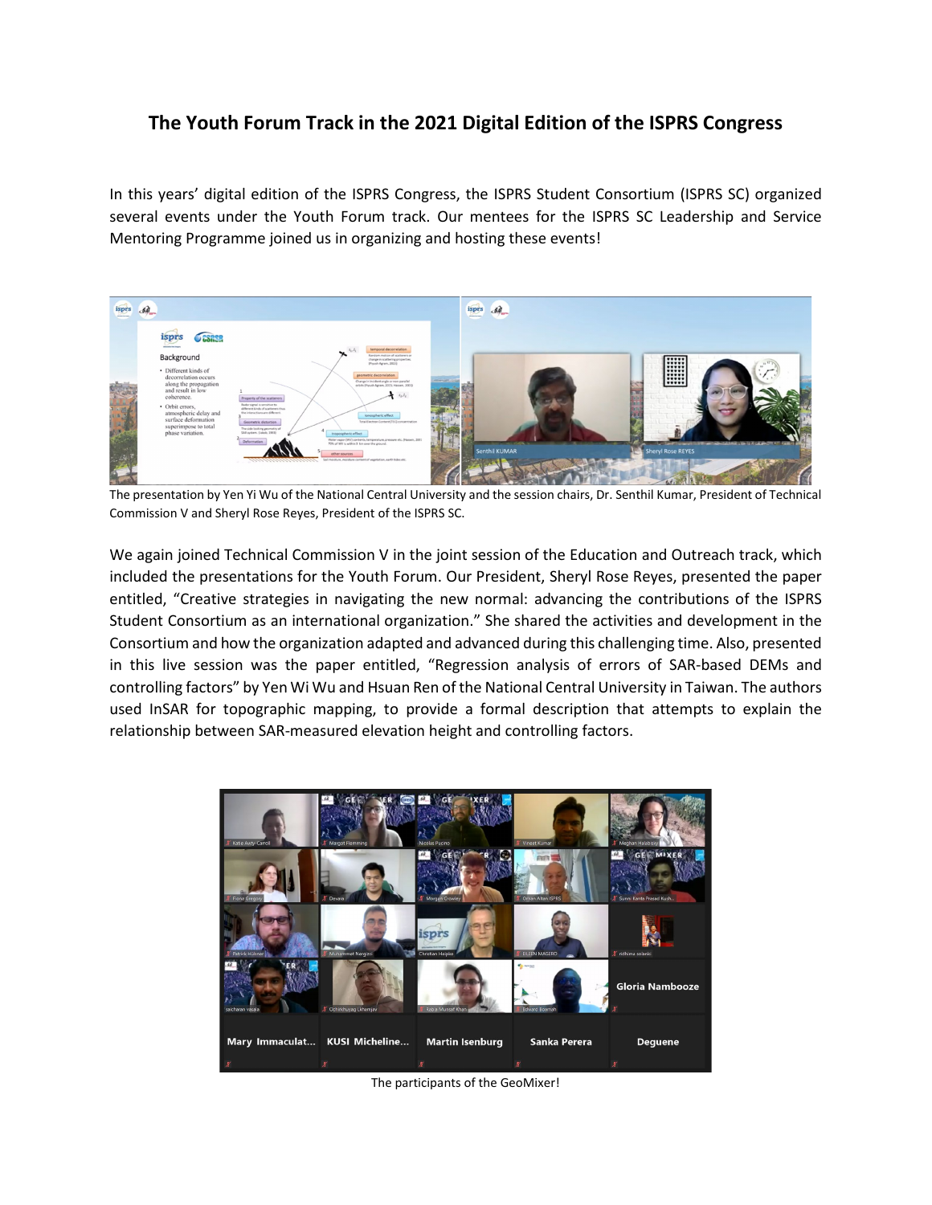# The Youth Forum Track in the 2021 Digital Edition of the ISPRS Congress

In this years' digital edition of the ISPRS Congress, the ISPRS Student Consortium (ISPRS SC) organized several events under the Youth Forum track. Our mentees for the ISPRS SC Leadership and Service Mentoring Programme joined us in organizing and hosting these events!

The presentation by Yen Yi Wu of the National Central University and the session chairs, Dr. Senthil Kumar, President of Technical Commission V and Sheryl Rose Reyes, President of the ISPRS SC.

We again joined Technical Commission V in the joint session of the Education and Outreach track, which included the presentations for the Youth Forum. Our President, Sheryl Rose Reyes, presented the paper entitled, "Creative strategies in navigating the new normal: advancing the contributions of the ISPRS Student Consortium as an international organization." She shared the activities and development in the Consortium and how the organization adapted and advanced during this challenging time. Also, presented in this live session was the paper entitled, "Regression analysis of errors of SAR-based DEMs and controlling factors" by Yen Wi Wu and Hsuan Ren of the National Central University in Taiwan. The authors used InSAR for topographic mapping, to provide a formal description that attempts to explain the relationship between SAR-measured elevation height and controlling factors.

The participants of the GeoMixer!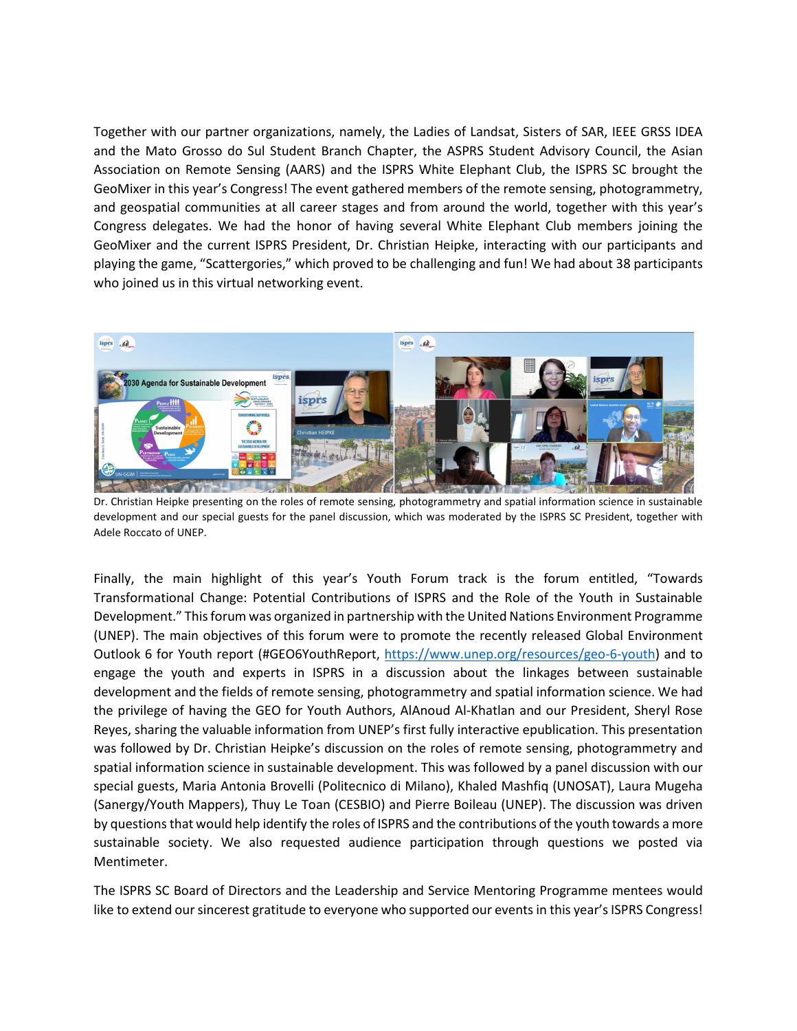Together with our partner organizations, namely, the Ladies of Landsat, Sisters of SAR, IEEE GRSS IDEA and the Mato Grosso do Sul Student Branch Chapter, the ASPRS Student Advisory Council, the Asian Association on Remote Sensing (AARS) and the ISPRS White Elephant Club, the ISPRS SC brought the GeoMixer in this year's Congress! The event gathered members of the remote sensing, photogrammetry, and geospatial communities at all career stages and from around the world, together with this year's Congress delegates. We had the honor of having several White Elephant Club members joining the GeoMixer and the current ISPRS President, Dr. Christian Heipke, interacting with our participants and playing the game, "Scattergories," which proved to be challenging and fun! We had about 38 participants who joined us in this virtual networking event.

Dr. Christian Heipke presenting on the roles of remote sensing, photogrammetry and spatial information science in sustainable development and our special guests for the panel discussion, which was moderated by the ISPRS SC President, together with Adele Roccato of UNEP.

Finally, the main highlight of this year's Youth Forum track is the forum entitled, "Towards Transformational Change: Potential Contributions of ISPRS and the Role of the Youth in Sustainable Development." This forum was organized in partnership with the United Nations Environment Programme (UNEP). The main objectives of this forum were to promote the recently released Global Environment Outlook 6 for Youth report (#GEO6YouthReport, https://www.unep.org/resources/geo-6-youth) and to engage the youth and experts in ISPRS in a discussion about the linkages between sustainable development and the fields of remote sensing, photogrammetry and spatial information science. We had the privilege of having the GEO for Youth Authors, AlAnoud Al-Khatlan and our President, Sheryl Rose Reyes, sharing the valuable information from UNEP's first fully interactive epublication. This presentation was followed by Dr. Christian Heipke's discussion on the roles of remote sensing, photogrammetry and spatial information science in sustainable development. This was followed by a panel discussion with our special guests, Maria Antonia Brovelli (Politecnico di Milano), Khaled Mashfiq (UNOSAT), Laura Mugeha (Sanergy/Youth Mappers), Thuy Le Toan (CESBIO) and Pierre Boileau (UNEP). The discussion was driven by questions that would help identify the roles of ISPRS and the contributions of the youth towards a more sustainable society. We also requested audience participation through questions we posted via Mentimeter.

The ISPRS SC Board of Directors and the Leadership and Service Mentoring Programme mentees would like to extend our sincerest gratitude to everyone who supported our events in this year's ISPRS Congress!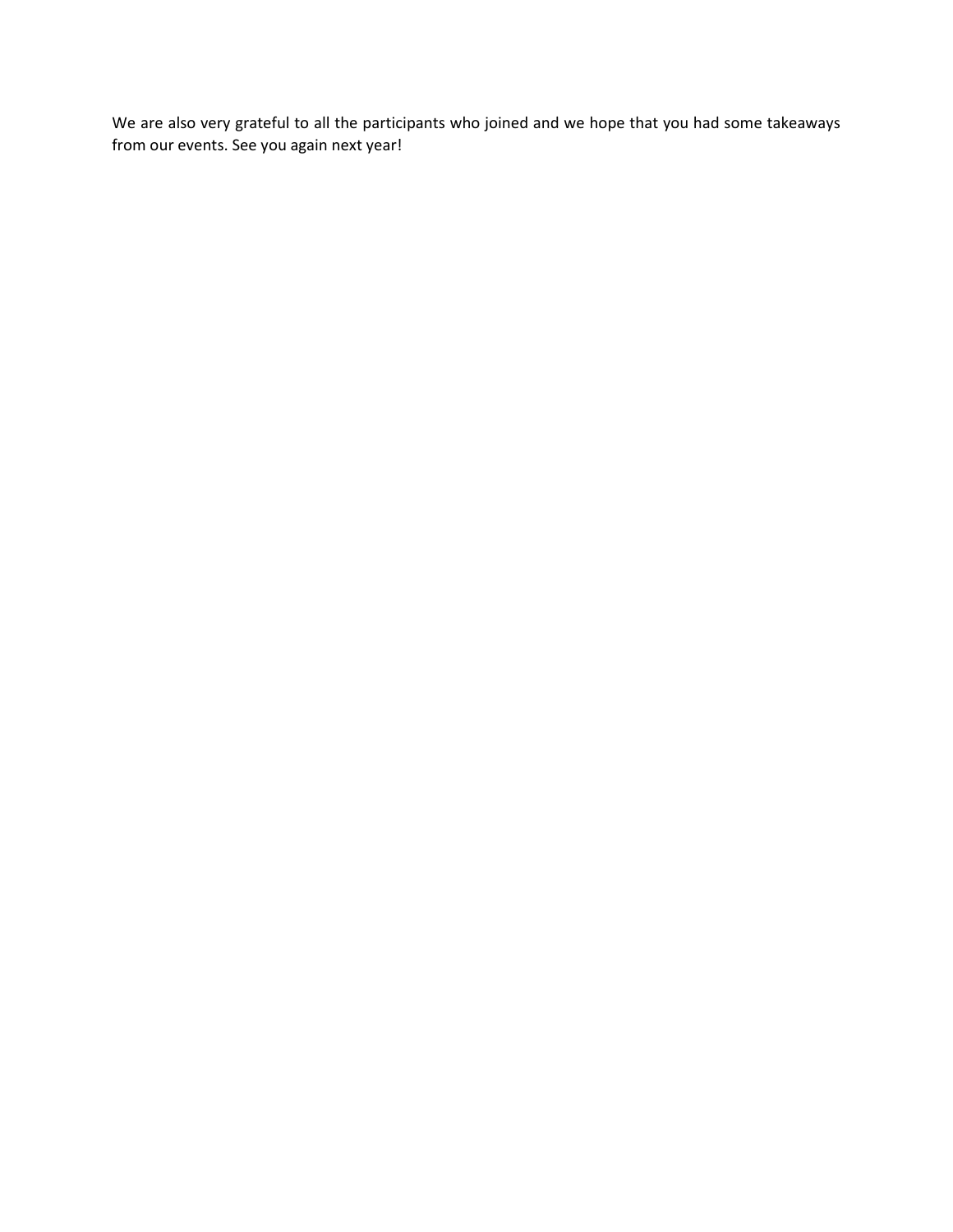We are also very grateful to all the participants who joined and we hope that you had some takeaways from our events. See you again next year!